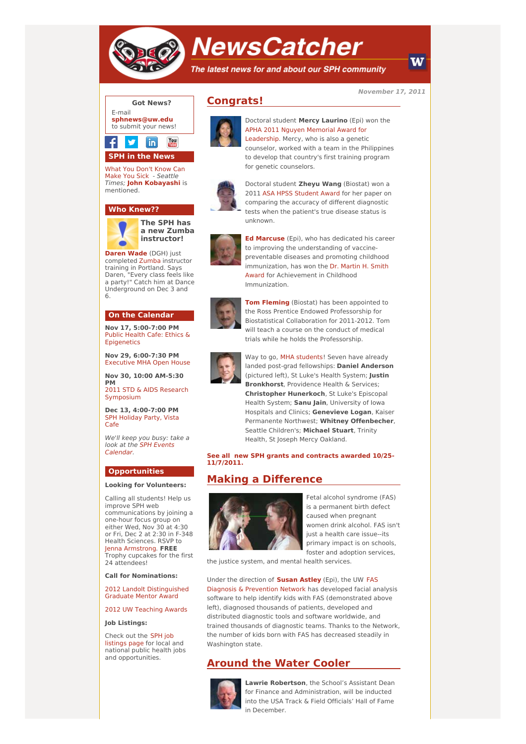# NewsCatcher

*The latest news for and about our SPH community*

*November 17, 2011*

## Congrats!

Doctoral student **Mercy Laurino** (Epi) won the APHA 2011 Nguyen Memorial Award for Leadership. Mercy, who is also a genetic counselor, worked with a team in the Philippines to develop that country's first training program for genetic counselors.

Doctoral student **Zheyu Wang** (Biostat) won a 2011 ASA HPSS Student Award for her paper on comparing the accuracy of different diagnostic tests when the patient's true disease status is unknown.

**Ed Marcuse** (Epi), who has dedicated his career to improving the understanding of vaccine-preventable diseases and promoting childhood immunization, has won the Dr. Martin H. Smith Award for Achievement in Childhood Immunization.

**Tom Fleming** (Biostat) has been appointed to the Ross Prentice Endowed Professorship for Biostatistical Collaboration for 2011-2012. Tom will teach a course on the conduct of medical trials while he holds the Professorship.

Way to go, MHA students! Seven have already landed post-grad fellowships: **Daniel Anderson** (pictured left), St Luke's Health System; **Justin Bronkhorst**, Providence Health & Services; **Christopher Hunerkoch**, St Luke's Episcopal Health System; **Sanu Jain**, University of Iowa Hospitals and Clinics; **Genevieve Logan**, Kaiser Permanente Northwest; **Whitney Offenbecher**, Seattle Children's; **Michael Stuart**, Trinity Health, St Joseph Mercy Oakland.

**See all new SPH grants and contracts awarded 10/25-11/7/2011.**

## Making a Difference

Fetal alcohol syndrome (FAS) is a permanent birth defect caused when pregnant women drink alcohol. FAS isn't just a health care issue--its primary impact is on schools, foster and adoption services, the justice system, and mental health services.

Under the direction of **Susan Astley** (Epi), the UW FAS Diagnosis & Prevention Network has developed facial analysis software to help identify kids with FAS (demonstrated above left), diagnosed thousands of patients, developed and distributed diagnostic tools and software worldwide, and trained thousands of diagnostic teams. Thanks to the Network, the number of kids born with FAS has decreased steadily in Washington state.

## Around the Water Cooler

**Lawrie Robertson**, the School's Assistant Dean for Finance and Administration, will be inducted into the USA Track & Field Officials' Hall of Fame in December.

---

### Got News?

E-mail **sphnews@uw.edu** to submit your news!

### SPH in the News

What You Don't Know Can Make You Sick - *Seattle Times*; **John Kobayashi** is mentioned.

### Who Knew??

**The SPH has a new Zumba instructor!**

**Daren Wade** (DGH) just completed Zumba instructor training in Portland. Says Daren, "Every class feels like a party!" Catch him at Dance Underground on Dec 3 and 6.

### On the Calendar

**Nov 17, 5:00-7:00 PM**
Public Health Cafe: Ethics & Epigenetics

**Nov 29, 6:00-7:30 PM**
Executive MHA Open House

**Nov 30, 10:00 AM-5:30 PM**
2011 STD & AIDS Research Symposium

**Dec 13, 4:00-7:00 PM**
SPH Holiday Party, Vista Cafe

*We'll keep you busy: take a look at the SPH Events Calendar.*

### Opportunities

**Looking for Volunteers:**

Calling all students! Help us improve SPH web communications by joining a one-hour focus group on either Wed, Nov 30 at 4:30 or Fri, Dec 2 at 2:30 in F-348 Health Sciences. RSVP to Jenna Armstrong. **FREE** Trophy cupcakes for the first 24 attendees!

**Call for Nominations:**

2012 Landolt Distinguished Graduate Mentor Award

2012 UW Teaching Awards

**Job Listings:**

Check out the SPH job listings page for local and national public health jobs and opportunities.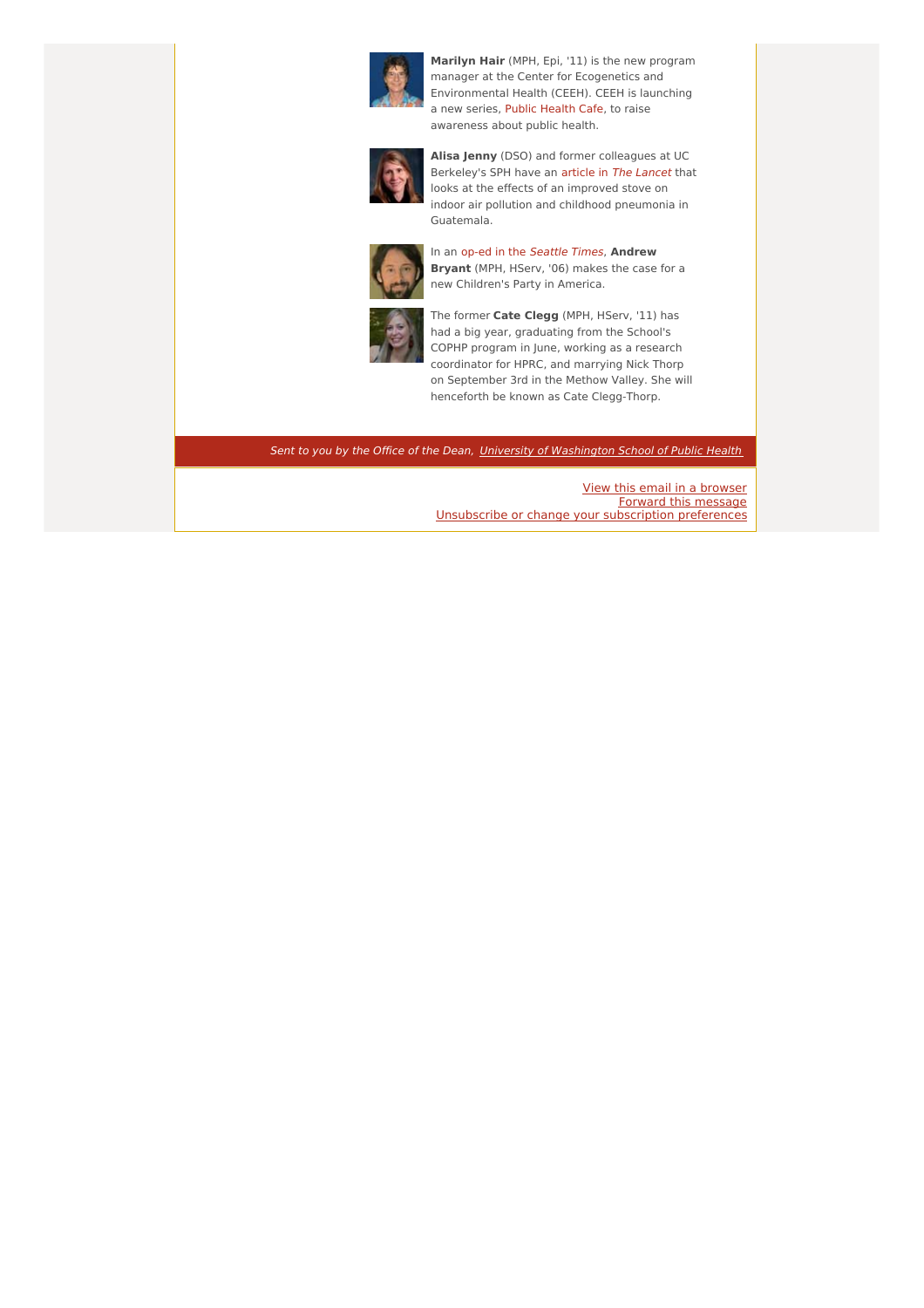**Marilyn Hair** (MPH, Epi, '11) is the new program manager at the Center for Ecogenetics and Environmental Health (CEEH). CEEH is launching a new series, Public Health Cafe, to raise awareness about public health.

**Alisa Jenny** (DSO) and former colleagues at UC Berkeley's SPH have an article in *The Lancet* that looks at the effects of an improved stove on indoor air pollution and childhood pneumonia in Guatemala.

In an op-ed in the *Seattle Times*, **Andrew Bryant** (MPH, HServ, '06) makes the case for a new Children's Party in America.

The former **Cate Clegg** (MPH, HServ, '11) has had a big year, graduating from the School's COPHP program in June, working as a research coordinator for HPRC, and marrying Nick Thorp on September 3rd in the Methow Valley. She will henceforth be known as Cate Clegg-Thorp.

*Sent to you by the Office of the Dean, University of Washington School of Public Health*

View this email in a browser
Forward this message
Unsubscribe or change your subscription preferences